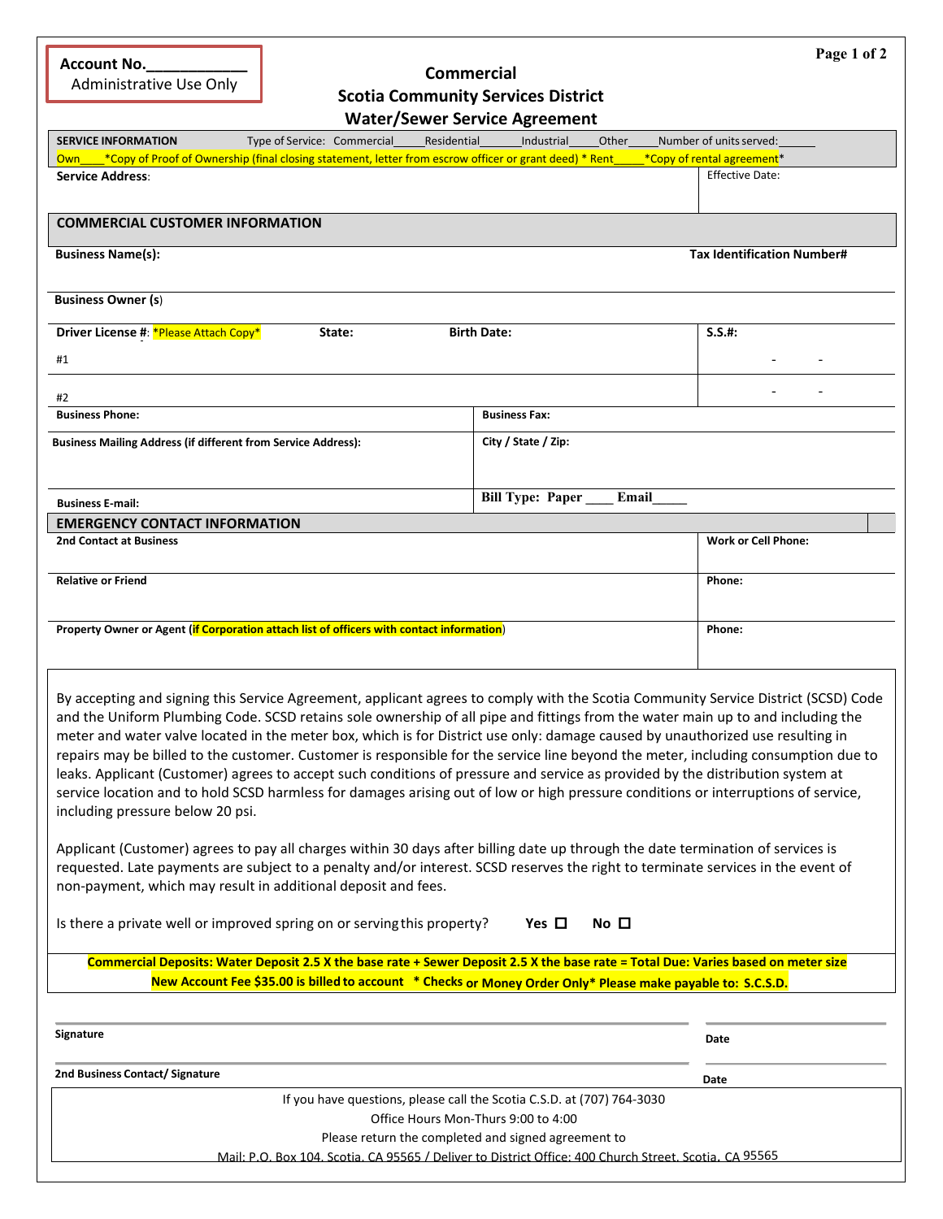**Account No.____________**
Administrative Use Only

# Commercial Scotia Community Services District Water/Sewer Service Agreement

**SERVICE INFORMATION** Type of Service: Commercial____ Residential______ Industrial____ Other____ Number of units served:______

Own____*Copy of Proof of Ownership (final closing statement, letter from escrow officer or grant deed) * Rent_____*Copy of rental agreement*

| **Service Address**: | Effective Date: |
|---|---|

## COMMERCIAL CUSTOMER INFORMATION

| **Business Name(s):** | | | **Tax Identification Number#** |
|---|---|---|---|
| **Business Owner (s)** | | | |
| **Driver License #**: *Please Attach Copy* | **State:** | **Birth Date:** | **S.S.#:** |
| #1 | | | - - |
| #2 | | | - - |

| **Business Phone:** | **Business Fax:** |
|---|---|
| **Business Mailing Address (if different from Service Address):** | **City / State / Zip:** |
| **Business E-mail:** | **Bill Type: Paper ____ Email_____** |

## EMERGENCY CONTACT INFORMATION

| **2nd Contact at Business** | **Work or Cell Phone:** |
|---|---|
| **Relative or Friend** | **Phone:** |
| **Property Owner or Agent (if Corporation attach list of officers with contact information)** | **Phone:** |

By accepting and signing this Service Agreement, applicant agrees to comply with the Scotia Community Service District (SCSD) Code and the Uniform Plumbing Code. SCSD retains sole ownership of all pipe and fittings from the water main up to and including the meter and water valve located in the meter box, which is for District use only: damage caused by unauthorized use resulting in repairs may be billed to the customer. Customer is responsible for the service line beyond the meter, including consumption due to leaks. Applicant (Customer) agrees to accept such conditions of pressure and service as provided by the distribution system at service location and to hold SCSD harmless for damages arising out of low or high pressure conditions or interruptions of service, including pressure below 20 psi.

Applicant (Customer) agrees to pay all charges within 30 days after billing date up through the date termination of services is requested. Late payments are subject to a penalty and/or interest. SCSD reserves the right to terminate services in the event of non-payment, which may result in additional deposit and fees.

Is there a private well or improved spring on or serving this property? **Yes** ☐ **No** ☐

**Commercial Deposits: Water Deposit 2.5 X the base rate + Sewer Deposit 2.5 X the base rate = Total Due: Varies based on meter size**
**New Account Fee $35.00 is billed to account * Checks or Money Order Only* Please make payable to: S.C.S.D.**

| **Signature** | **Date** |
|---|---|
| **2nd Business Contact/ Signature** | **Date** |

If you have questions, please call the Scotia C.S.D. at (707) 764-3030
Office Hours Mon-Thurs 9:00 to 4:00
Please return the completed and signed agreement to
Mail: P.O. Box 104, Scotia, CA 95565 / Deliver to District Office: 400 Church Street, Scotia, CA 95565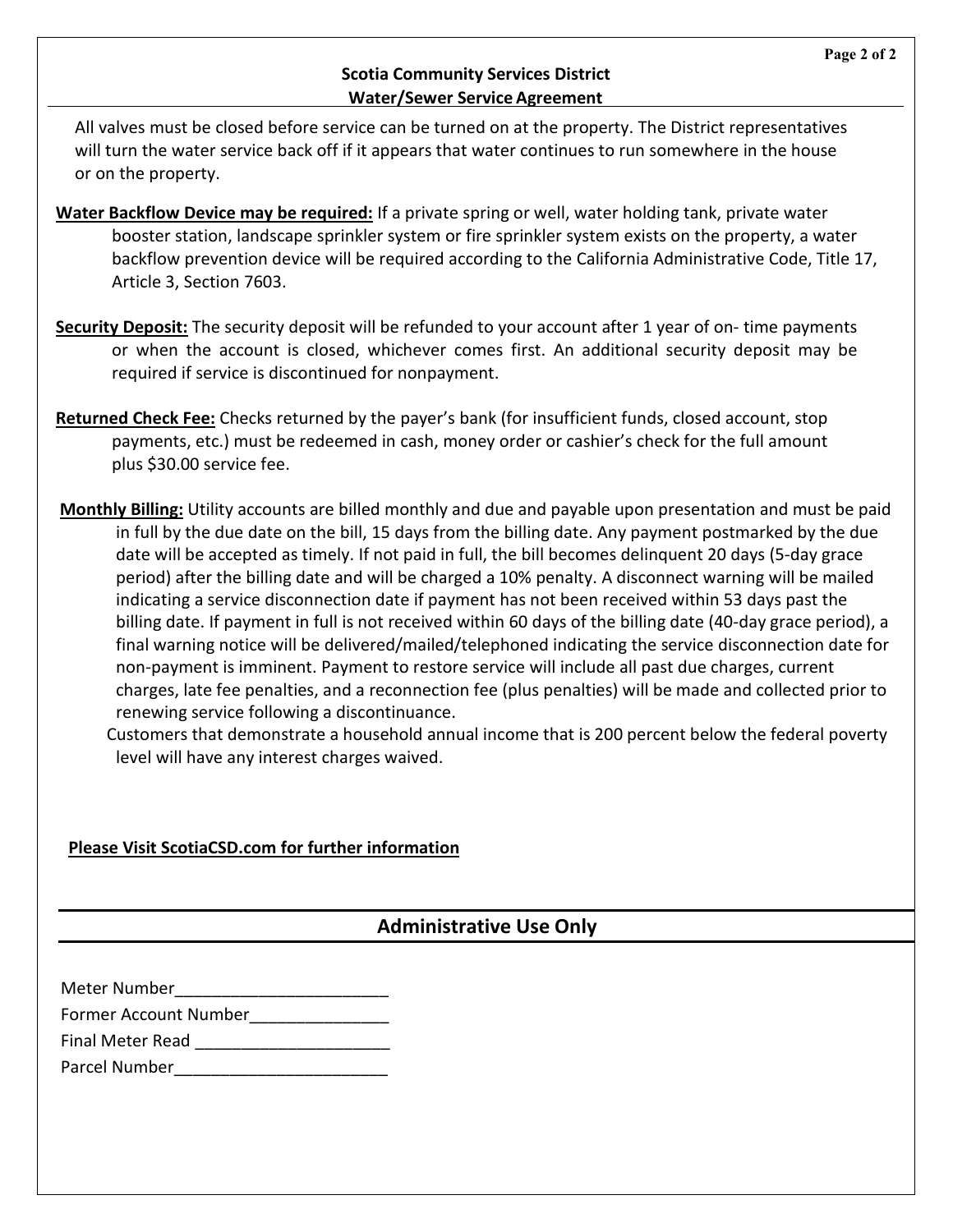All valves must be closed before service can be turned on at the property. The District representatives will turn the water service back off if it appears that water continues to run somewhere in the house or on the property.

**Water Backflow Device may be required:** If a private spring or well, water holding tank, private water booster station, landscape sprinkler system or fire sprinkler system exists on the property, a water backflow prevention device will be required according to the California Administrative Code, Title 17, Article 3, Section 7603.

**Security Deposit:** The security deposit will be refunded to your account after 1 year of on- time payments or when the account is closed, whichever comes first. An additional security deposit may be required if service is discontinued for nonpayment.

**Returned Check Fee:** Checks returned by the payer's bank (for insufficient funds, closed account, stop payments, etc.) must be redeemed in cash, money order or cashier's check for the full amount plus $30.00 service fee.

**Monthly Billing:** Utility accounts are billed monthly and due and payable upon presentation and must be paid in full by the due date on the bill, 15 days from the billing date. Any payment postmarked by the due date will be accepted as timely. If not paid in full, the bill becomes delinquent 20 days (5-day grace period) after the billing date and will be charged a 10% penalty. A disconnect warning will be mailed indicating a service disconnection date if payment has not been received within 53 days past the billing date. If payment in full is not received within 60 days of the billing date (40-day grace period), a final warning notice will be delivered/mailed/telephoned indicating the service disconnection date for non-payment is imminent. Payment to restore service will include all past due charges, current charges, late fee penalties, and a reconnection fee (plus penalties) will be made and collected prior to renewing service following a discontinuance.

Customers that demonstrate a household annual income that is 200 percent below the federal poverty level will have any interest charges waived.

**Please Visit ScotiaCSD.com for further information**

## Administrative Use Only

Meter Number_______________________

Former Account Number_______________

Final Meter Read _____________________

Parcel Number_______________________